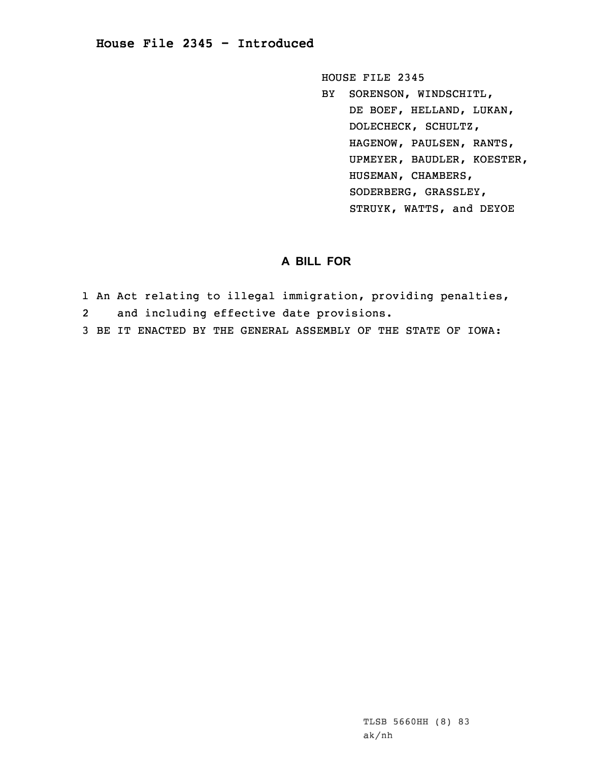# House File 2345 - Introduced

HOUSE FILE 2345
BY SORENSON, WINDSCHITL, DE BOEF, HELLAND, LUKAN, DOLECHECK, SCHULTZ, HAGENOW, PAULSEN, RANTS, UPMEYER, BAUDLER, KOESTER, HUSEMAN, CHAMBERS, SODERBERG, GRASSLEY, STRUYK, WATTS, and DEYOE

## A BILL FOR

1 An Act relating to illegal immigration, providing penalties,
2 and including effective date provisions.
3 BE IT ENACTED BY THE GENERAL ASSEMBLY OF THE STATE OF IOWA:

TLSB 5660HH (8) 83
ak/nh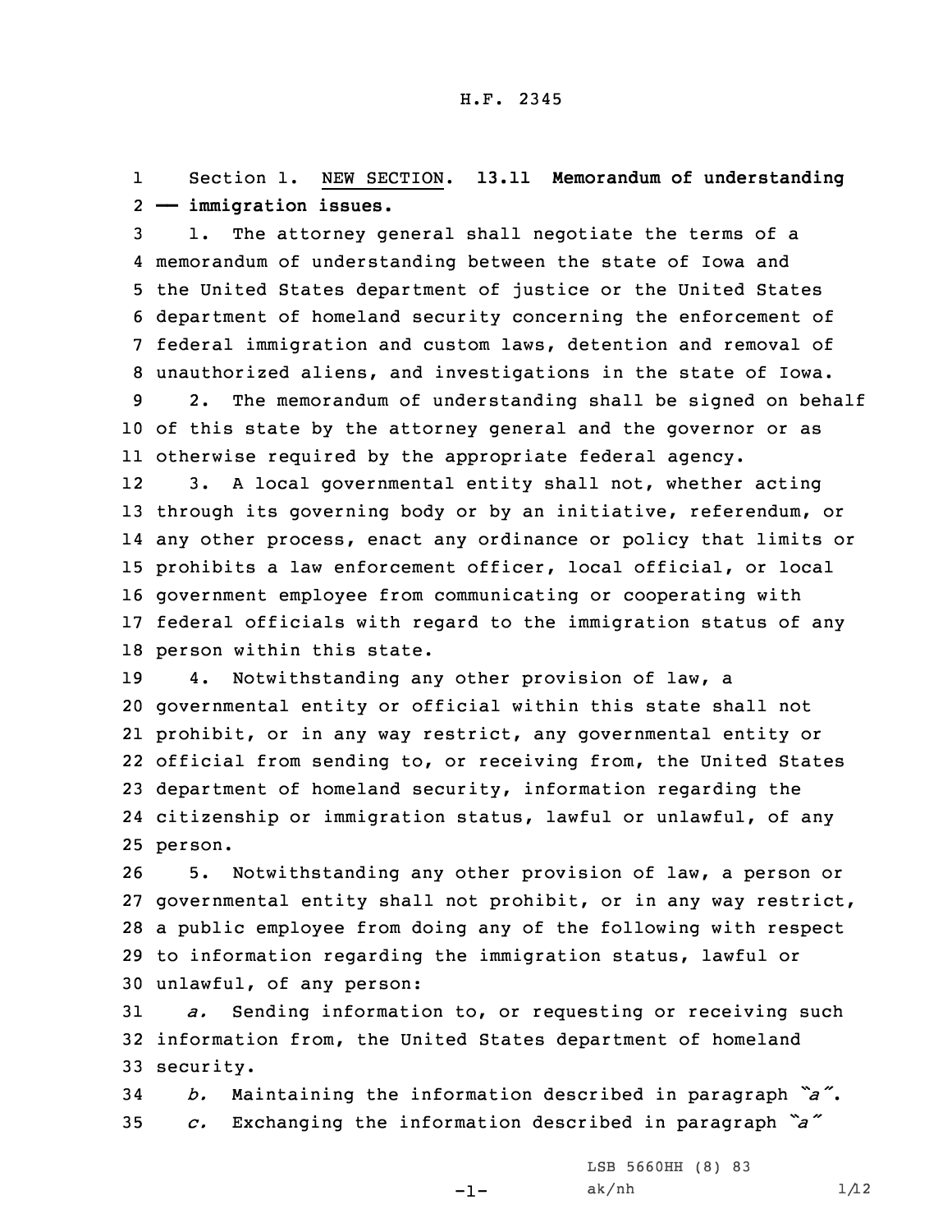H.F. 2345

Section 1. NEW SECTION. **13.11 Memorandum of understanding — immigration issues.**

1. The attorney general shall negotiate the terms of a memorandum of understanding between the state of Iowa and the United States department of justice or the United States department of homeland security concerning the enforcement of federal immigration and custom laws, detention and removal of unauthorized aliens, and investigations in the state of Iowa.

2. The memorandum of understanding shall be signed on behalf of this state by the attorney general and the governor or as otherwise required by the appropriate federal agency.

3. A local governmental entity shall not, whether acting through its governing body or by an initiative, referendum, or any other process, enact any ordinance or policy that limits or prohibits a law enforcement officer, local official, or local government employee from communicating or cooperating with federal officials with regard to the immigration status of any person within this state.

4. Notwithstanding any other provision of law, a governmental entity or official within this state shall not prohibit, or in any way restrict, any governmental entity or official from sending to, or receiving from, the United States department of homeland security, information regarding the citizenship or immigration status, lawful or unlawful, of any person.

5. Notwithstanding any other provision of law, a person or governmental entity shall not prohibit, or in any way restrict, a public employee from doing any of the following with respect to information regarding the immigration status, lawful or unlawful, of any person:

*a.* Sending information to, or requesting or receiving such information from, the United States department of homeland security.

*b.* Maintaining the information described in paragraph *"a"*.

*c.* Exchanging the information described in paragraph *"a"*

LSB 5660HH (8) 83
ak/nh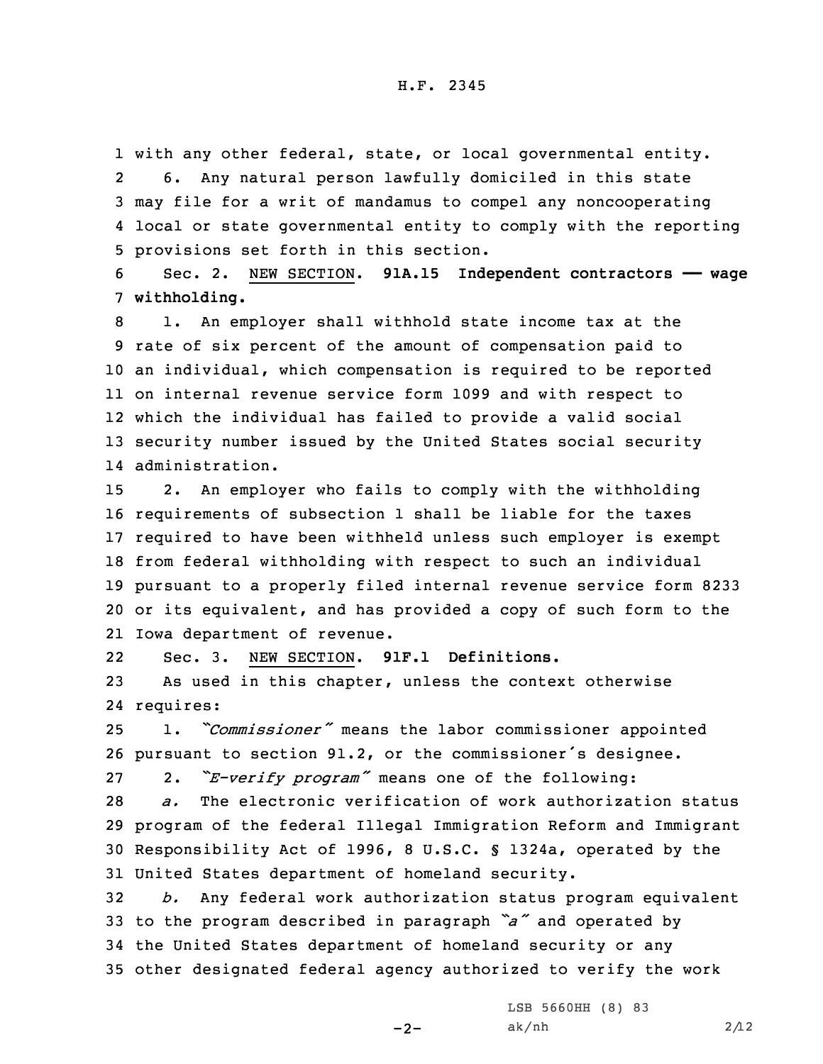with any other federal, state, or local governmental entity.

6. Any natural person lawfully domiciled in this state may file for a writ of mandamus to compel any noncooperating local or state governmental entity to comply with the reporting provisions set forth in this section.

Sec. 2. NEW SECTION. **91A.15 Independent contractors —— wage withholding.**

1. An employer shall withhold state income tax at the rate of six percent of the amount of compensation paid to an individual, which compensation is required to be reported on internal revenue service form 1099 and with respect to which the individual has failed to provide a valid social security number issued by the United States social security administration.

2. An employer who fails to comply with the withholding requirements of subsection 1 shall be liable for the taxes required to have been withheld unless such employer is exempt from federal withholding with respect to such an individual pursuant to a properly filed internal revenue service form 8233 or its equivalent, and has provided a copy of such form to the Iowa department of revenue.

Sec. 3. NEW SECTION. **91F.1 Definitions.**

As used in this chapter, unless the context otherwise requires:

1. *"Commissioner"* means the labor commissioner appointed pursuant to section 91.2, or the commissioner's designee.

2. *"E-verify program"* means one of the following:

*a.* The electronic verification of work authorization status program of the federal Illegal Immigration Reform and Immigrant Responsibility Act of 1996, 8 U.S.C. § 1324a, operated by the United States department of homeland security.

*b.* Any federal work authorization status program equivalent to the program described in paragraph *"a"* and operated by the United States department of homeland security or any other designated federal agency authorized to verify the work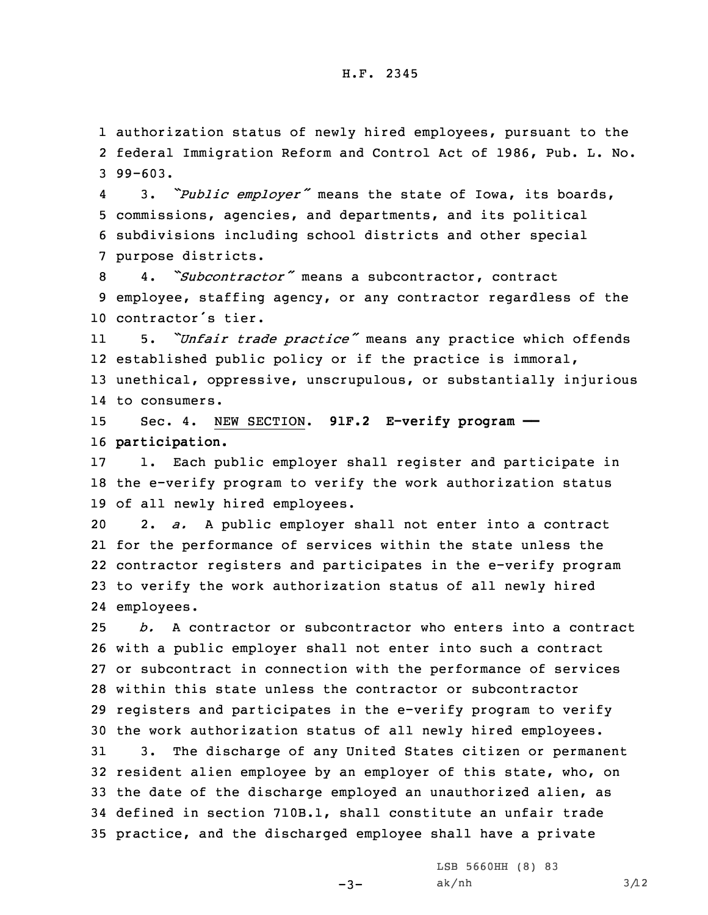authorization status of newly hired employees, pursuant to the federal Immigration Reform and Control Act of 1986, Pub. L. No. 99-603.

3. *"Public employer"* means the state of Iowa, its boards, commissions, agencies, and departments, and its political subdivisions including school districts and other special purpose districts.

4. *"Subcontractor"* means a subcontractor, contract employee, staffing agency, or any contractor regardless of the contractor's tier.

5. *"Unfair trade practice"* means any practice which offends established public policy or if the practice is immoral, unethical, oppressive, unscrupulous, or substantially injurious to consumers.

Sec. 4. NEW SECTION. **91F.2 E-verify program — participation.**

1. Each public employer shall register and participate in the e-verify program to verify the work authorization status of all newly hired employees.

2. *a.* A public employer shall not enter into a contract for the performance of services within the state unless the contractor registers and participates in the e-verify program to verify the work authorization status of all newly hired employees.

*b.* A contractor or subcontractor who enters into a contract with a public employer shall not enter into such a contract or subcontract in connection with the performance of services within this state unless the contractor or subcontractor registers and participates in the e-verify program to verify the work authorization status of all newly hired employees.

3. The discharge of any United States citizen or permanent resident alien employee by an employer of this state, who, on the date of the discharge employed an unauthorized alien, as defined in section 710B.1, shall constitute an unfair trade practice, and the discharged employee shall have a private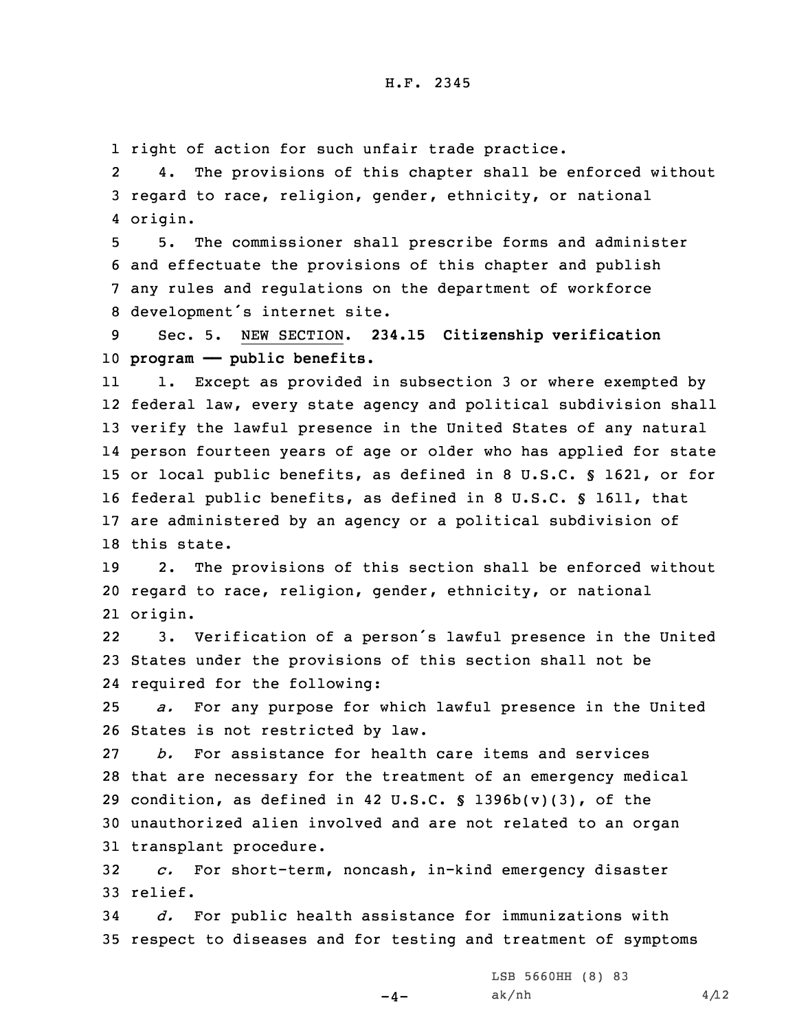right of action for such unfair trade practice.

4. The provisions of this chapter shall be enforced without regard to race, religion, gender, ethnicity, or national origin.

5. The commissioner shall prescribe forms and administer and effectuate the provisions of this chapter and publish any rules and regulations on the department of workforce development's internet site.

Sec. 5. NEW SECTION. **234.15 Citizenship verification program —— public benefits.**

1. Except as provided in subsection 3 or where exempted by federal law, every state agency and political subdivision shall verify the lawful presence in the United States of any natural person fourteen years of age or older who has applied for state or local public benefits, as defined in 8 U.S.C. § 1621, or for federal public benefits, as defined in 8 U.S.C. § 1611, that are administered by an agency or a political subdivision of this state.

2. The provisions of this section shall be enforced without regard to race, religion, gender, ethnicity, or national origin.

3. Verification of a person's lawful presence in the United States under the provisions of this section shall not be required for the following:

*a.* For any purpose for which lawful presence in the United States is not restricted by law.

*b.* For assistance for health care items and services that are necessary for the treatment of an emergency medical condition, as defined in 42 U.S.C. § 1396b(v)(3), of the unauthorized alien involved and are not related to an organ transplant procedure.

*c.* For short-term, noncash, in-kind emergency disaster relief.

*d.* For public health assistance for immunizations with respect to diseases and for testing and treatment of symptoms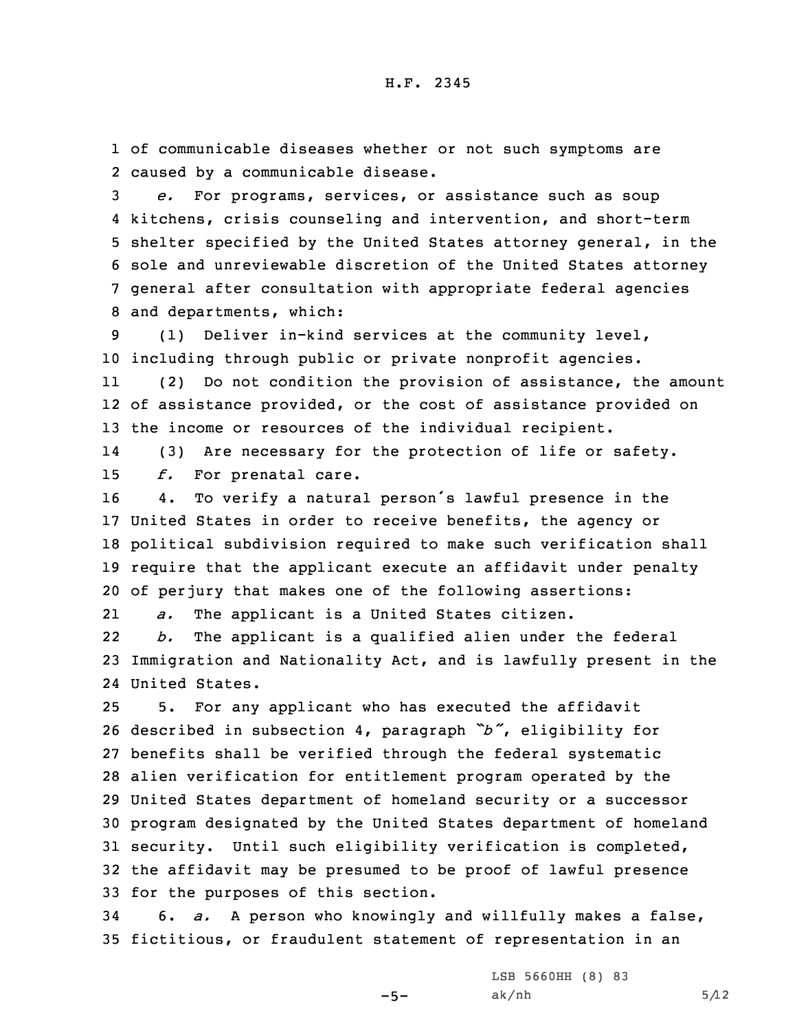of communicable diseases whether or not such symptoms are caused by a communicable disease.

*e.* For programs, services, or assistance such as soup kitchens, crisis counseling and intervention, and short-term shelter specified by the United States attorney general, in the sole and unreviewable discretion of the United States attorney general after consultation with appropriate federal agencies and departments, which:

(1) Deliver in-kind services at the community level, including through public or private nonprofit agencies.

(2) Do not condition the provision of assistance, the amount of assistance provided, or the cost of assistance provided on the income or resources of the individual recipient.

(3) Are necessary for the protection of life or safety.

*f.* For prenatal care.

4. To verify a natural person's lawful presence in the United States in order to receive benefits, the agency or political subdivision required to make such verification shall require that the applicant execute an affidavit under penalty of perjury that makes one of the following assertions:

*a.* The applicant is a United States citizen.

*b.* The applicant is a qualified alien under the federal Immigration and Nationality Act, and is lawfully present in the United States.

5. For any applicant who has executed the affidavit described in subsection 4, paragraph *"b"*, eligibility for benefits shall be verified through the federal systematic alien verification for entitlement program operated by the United States department of homeland security or a successor program designated by the United States department of homeland security. Until such eligibility verification is completed, the affidavit may be presumed to be proof of lawful presence for the purposes of this section.

6. *a.* A person who knowingly and willfully makes a false, fictitious, or fraudulent statement of representation in an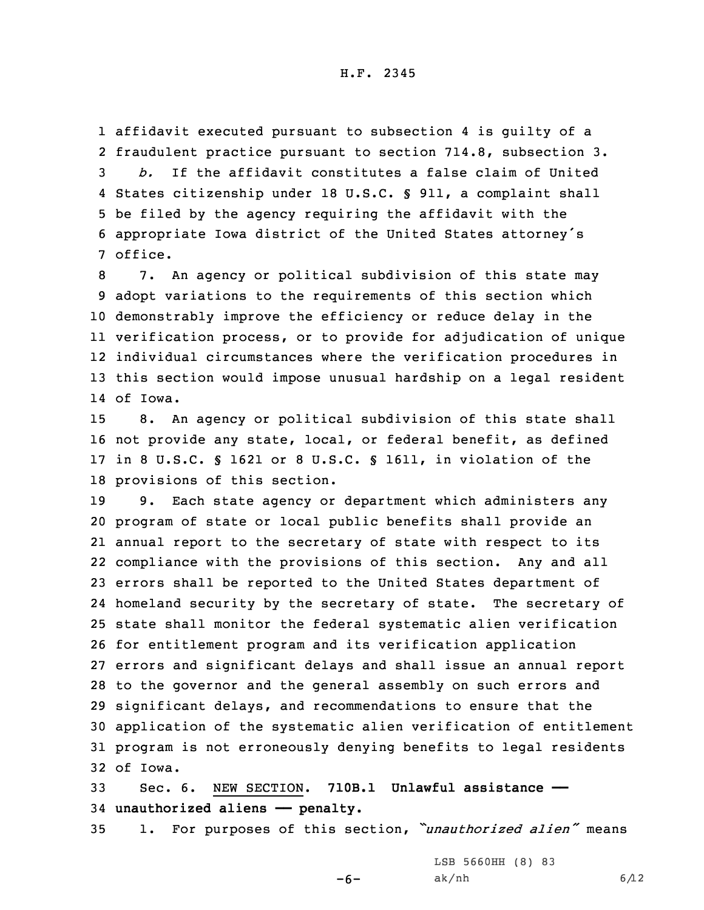affidavit executed pursuant to subsection 4 is guilty of a fraudulent practice pursuant to section 714.8, subsection 3.

*b.* If the affidavit constitutes a false claim of United States citizenship under 18 U.S.C. § 911, a complaint shall be filed by the agency requiring the affidavit with the appropriate Iowa district of the United States attorney's office.

7. An agency or political subdivision of this state may adopt variations to the requirements of this section which demonstrably improve the efficiency or reduce delay in the verification process, or to provide for adjudication of unique individual circumstances where the verification procedures in this section would impose unusual hardship on a legal resident of Iowa.

8. An agency or political subdivision of this state shall not provide any state, local, or federal benefit, as defined in 8 U.S.C. § 1621 or 8 U.S.C. § 1611, in violation of the provisions of this section.

9. Each state agency or department which administers any program of state or local public benefits shall provide an annual report to the secretary of state with respect to its compliance with the provisions of this section. Any and all errors shall be reported to the United States department of homeland security by the secretary of state. The secretary of state shall monitor the federal systematic alien verification for entitlement program and its verification application errors and significant delays and shall issue an annual report to the governor and the general assembly on such errors and significant delays, and recommendations to ensure that the application of the systematic alien verification of entitlement program is not erroneously denying benefits to legal residents of Iowa.

Sec. 6. NEW SECTION. **710B.1 Unlawful assistance — unauthorized aliens — penalty.**

1. For purposes of this section, *"unauthorized alien"* means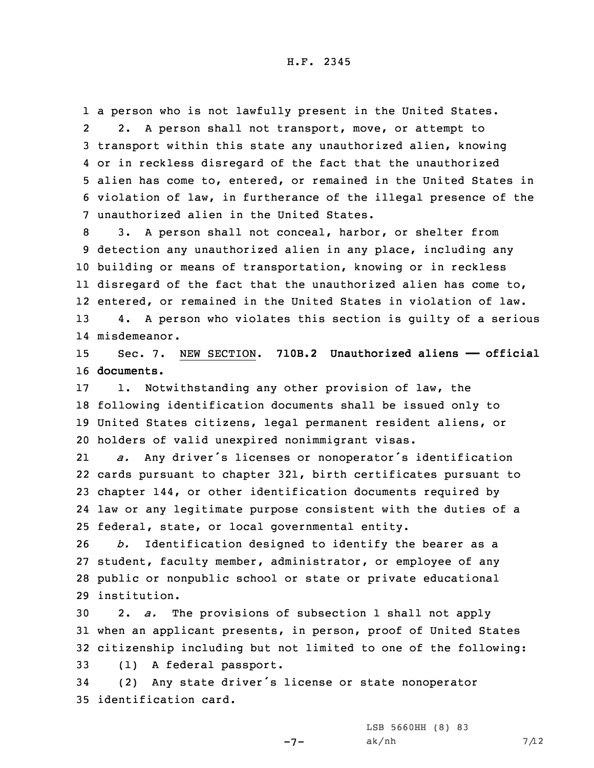a person who is not lawfully present in the United States.

2. A person shall not transport, move, or attempt to transport within this state any unauthorized alien, knowing or in reckless disregard of the fact that the unauthorized alien has come to, entered, or remained in the United States in violation of law, in furtherance of the illegal presence of the unauthorized alien in the United States.

3. A person shall not conceal, harbor, or shelter from detection any unauthorized alien in any place, including any building or means of transportation, knowing or in reckless disregard of the fact that the unauthorized alien has come to, entered, or remained in the United States in violation of law.

4. A person who violates this section is guilty of a serious misdemeanor.

Sec. 7. NEW SECTION. **710B.2 Unauthorized aliens —— official documents.**

1. Notwithstanding any other provision of law, the following identification documents shall be issued only to United States citizens, legal permanent resident aliens, or holders of valid unexpired nonimmigrant visas.

*a.* Any driver's licenses or nonoperator's identification cards pursuant to chapter 321, birth certificates pursuant to chapter 144, or other identification documents required by law or any legitimate purpose consistent with the duties of a federal, state, or local governmental entity.

*b.* Identification designed to identify the bearer as a student, faculty member, administrator, or employee of any public or nonpublic school or state or private educational institution.

2. *a.* The provisions of subsection 1 shall not apply when an applicant presents, in person, proof of United States citizenship including but not limited to one of the following:

(1) A federal passport.

(2) Any state driver's license or state nonoperator identification card.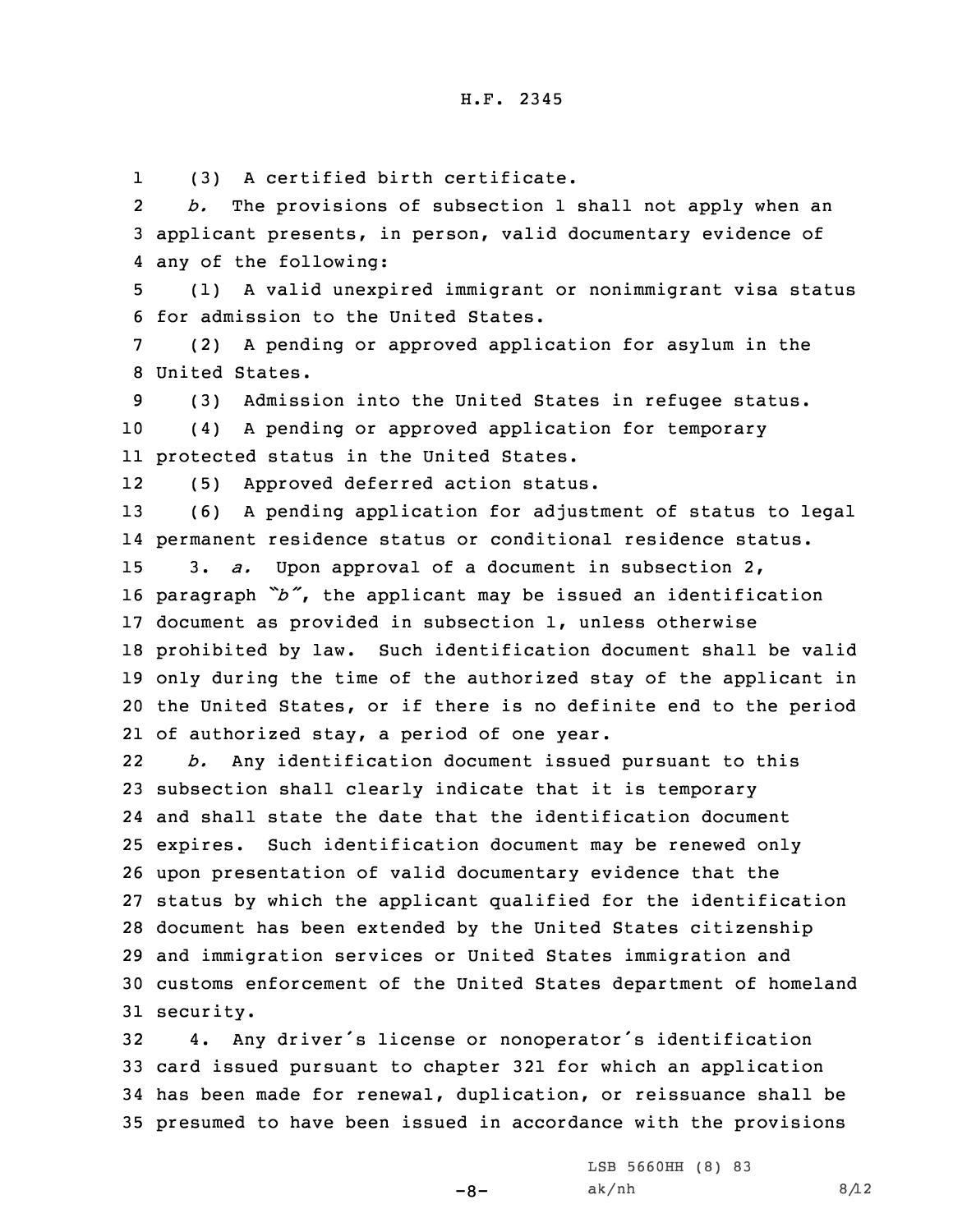(3) A certified birth certificate.

*b.* The provisions of subsection 1 shall not apply when an applicant presents, in person, valid documentary evidence of any of the following:

(1) A valid unexpired immigrant or nonimmigrant visa status for admission to the United States.

(2) A pending or approved application for asylum in the United States.

(3) Admission into the United States in refugee status.

(4) A pending or approved application for temporary protected status in the United States.

(5) Approved deferred action status.

(6) A pending application for adjustment of status to legal permanent residence status or conditional residence status.

3. *a.* Upon approval of a document in subsection 2, paragraph *"b"*, the applicant may be issued an identification document as provided in subsection 1, unless otherwise prohibited by law. Such identification document shall be valid only during the time of the authorized stay of the applicant in the United States, or if there is no definite end to the period of authorized stay, a period of one year.

*b.* Any identification document issued pursuant to this subsection shall clearly indicate that it is temporary and shall state the date that the identification document expires. Such identification document may be renewed only upon presentation of valid documentary evidence that the status by which the applicant qualified for the identification document has been extended by the United States citizenship and immigration services or United States immigration and customs enforcement of the United States department of homeland security.

4. Any driver's license or nonoperator's identification card issued pursuant to chapter 321 for which an application has been made for renewal, duplication, or reissuance shall be presumed to have been issued in accordance with the provisions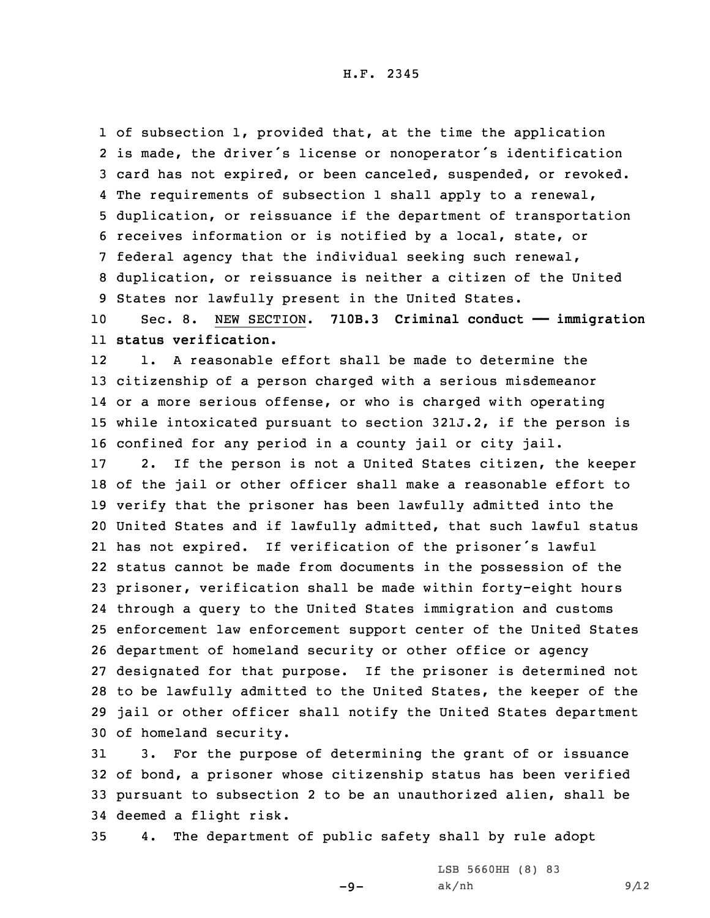of subsection 1, provided that, at the time the application is made, the driver's license or nonoperator's identification card has not expired, or been canceled, suspended, or revoked. The requirements of subsection 1 shall apply to a renewal, duplication, or reissuance if the department of transportation receives information or is notified by a local, state, or federal agency that the individual seeking such renewal, duplication, or reissuance is neither a citizen of the United States nor lawfully present in the United States.

Sec. 8. NEW SECTION. **710B.3 Criminal conduct —— immigration status verification.**

1. A reasonable effort shall be made to determine the citizenship of a person charged with a serious misdemeanor or a more serious offense, or who is charged with operating while intoxicated pursuant to section 321J.2, if the person is confined for any period in a county jail or city jail.

2. If the person is not a United States citizen, the keeper of the jail or other officer shall make a reasonable effort to verify that the prisoner has been lawfully admitted into the United States and if lawfully admitted, that such lawful status has not expired. If verification of the prisoner's lawful status cannot be made from documents in the possession of the prisoner, verification shall be made within forty-eight hours through a query to the United States immigration and customs enforcement law enforcement support center of the United States department of homeland security or other office or agency designated for that purpose. If the prisoner is determined not to be lawfully admitted to the United States, the keeper of the jail or other officer shall notify the United States department of homeland security.

3. For the purpose of determining the grant of or issuance of bond, a prisoner whose citizenship status has been verified pursuant to subsection 2 to be an unauthorized alien, shall be deemed a flight risk.

4. The department of public safety shall by rule adopt

LSB 5660HH (8) 83
ak/nh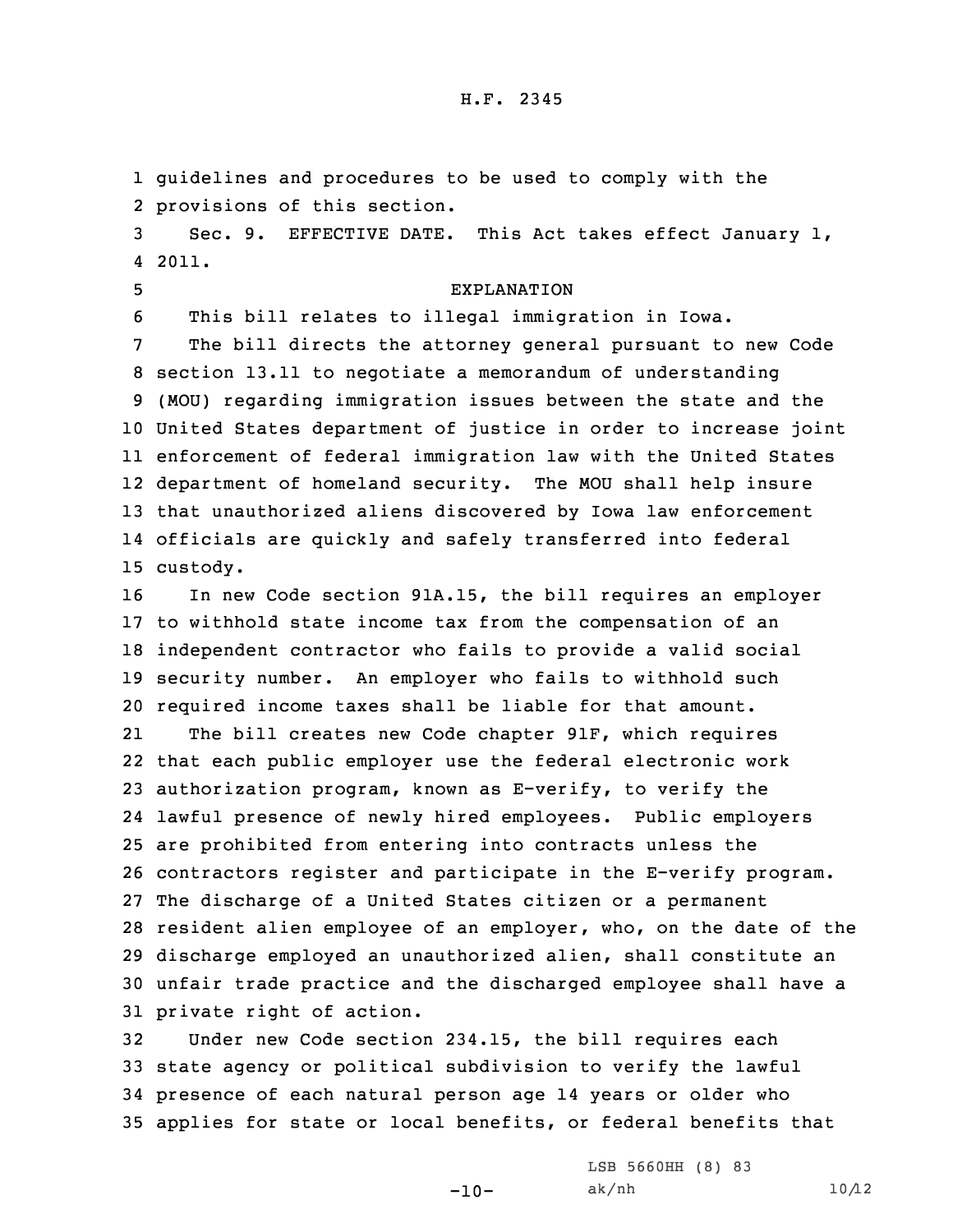guidelines and procedures to be used to comply with the provisions of this section.

Sec. 9. EFFECTIVE DATE. This Act takes effect January 1, 2011.

EXPLANATION

This bill relates to illegal immigration in Iowa.

The bill directs the attorney general pursuant to new Code section 13.11 to negotiate a memorandum of understanding (MOU) regarding immigration issues between the state and the United States department of justice in order to increase joint enforcement of federal immigration law with the United States department of homeland security. The MOU shall help insure that unauthorized aliens discovered by Iowa law enforcement officials are quickly and safely transferred into federal custody.

In new Code section 91A.15, the bill requires an employer to withhold state income tax from the compensation of an independent contractor who fails to provide a valid social security number. An employer who fails to withhold such required income taxes shall be liable for that amount.

The bill creates new Code chapter 91F, which requires that each public employer use the federal electronic work authorization program, known as E-verify, to verify the lawful presence of newly hired employees. Public employers are prohibited from entering into contracts unless the contractors register and participate in the E-verify program. The discharge of a United States citizen or a permanent resident alien employee of an employer, who, on the date of the discharge employed an unauthorized alien, shall constitute an unfair trade practice and the discharged employee shall have a private right of action.

Under new Code section 234.15, the bill requires each state agency or political subdivision to verify the lawful presence of each natural person age 14 years or older who applies for state or local benefits, or federal benefits that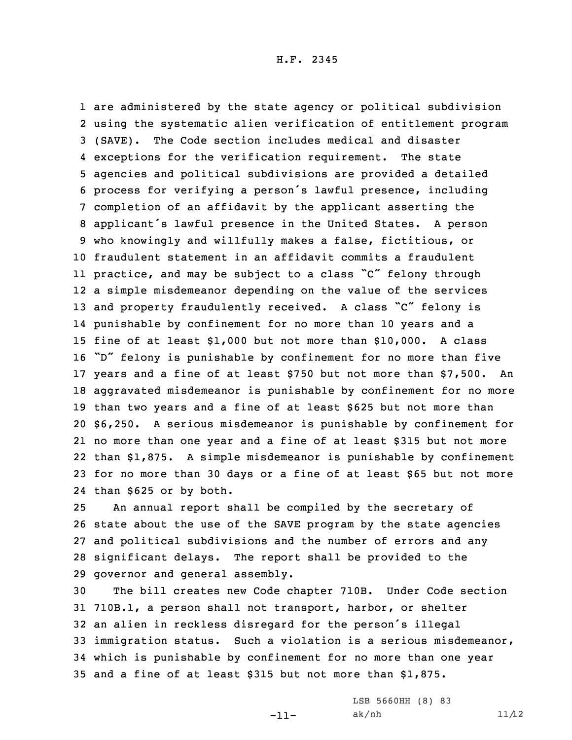are administered by the state agency or political subdivision using the systematic alien verification of entitlement program (SAVE). The Code section includes medical and disaster exceptions for the verification requirement. The state agencies and political subdivisions are provided a detailed process for verifying a person's lawful presence, including completion of an affidavit by the applicant asserting the applicant's lawful presence in the United States. A person who knowingly and willfully makes a false, fictitious, or fraudulent statement in an affidavit commits a fraudulent practice, and may be subject to a class "C" felony through a simple misdemeanor depending on the value of the services and property fraudulently received. A class "C" felony is punishable by confinement for no more than 10 years and a fine of at least $1,000 but not more than $10,000. A class "D" felony is punishable by confinement for no more than five years and a fine of at least $750 but not more than $7,500. An aggravated misdemeanor is punishable by confinement for no more than two years and a fine of at least $625 but not more than $6,250. A serious misdemeanor is punishable by confinement for no more than one year and a fine of at least $315 but not more than $1,875. A simple misdemeanor is punishable by confinement for no more than 30 days or a fine of at least $65 but not more than $625 or by both.

An annual report shall be compiled by the secretary of state about the use of the SAVE program by the state agencies and political subdivisions and the number of errors and any significant delays. The report shall be provided to the governor and general assembly.

The bill creates new Code chapter 710B. Under Code section 710B.1, a person shall not transport, harbor, or shelter an alien in reckless disregard for the person's illegal immigration status. Such a violation is a serious misdemeanor, which is punishable by confinement for no more than one year and a fine of at least $315 but not more than $1,875.

LSB 5660HH (8) 83
ak/nh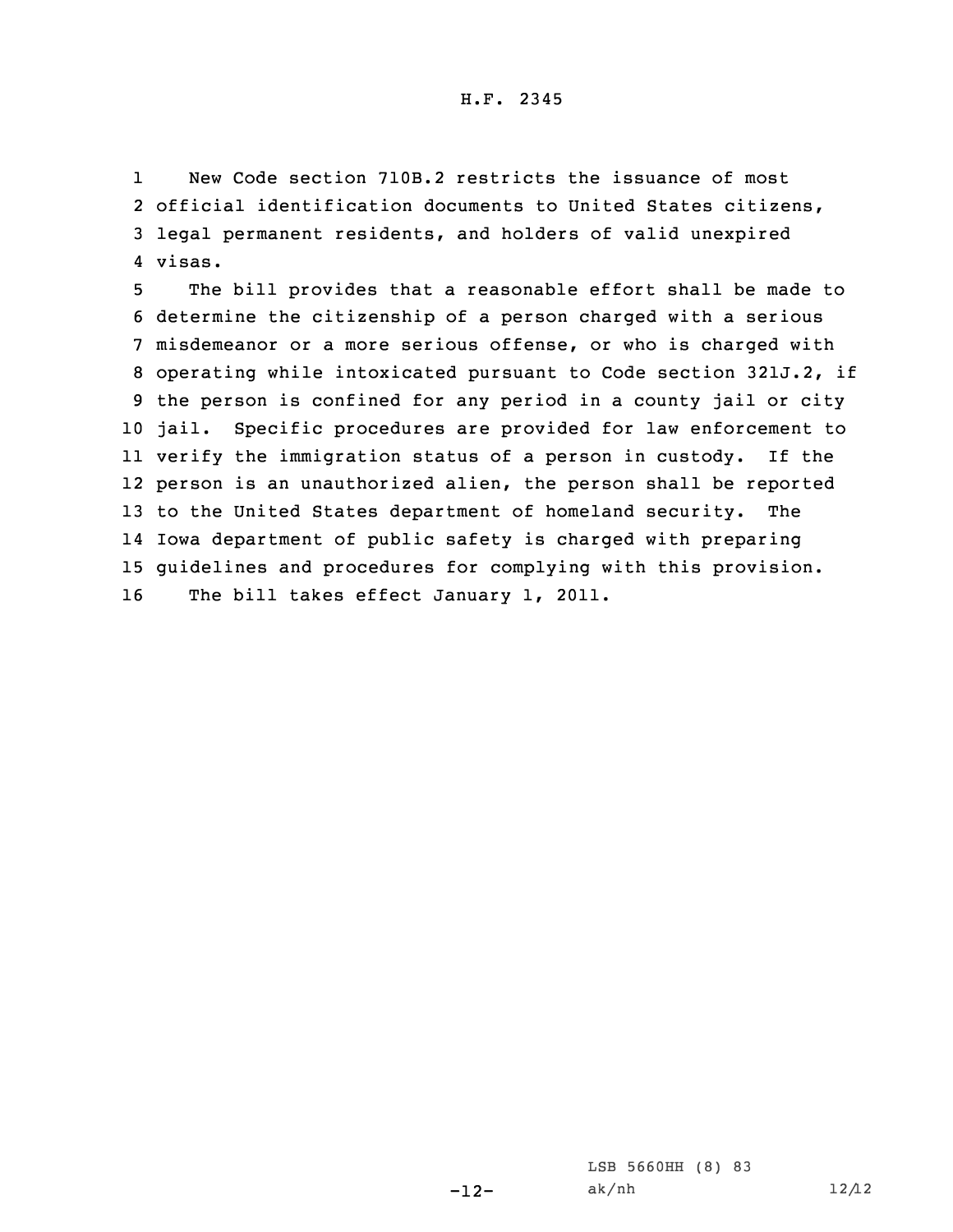New Code section 710B.2 restricts the issuance of most official identification documents to United States citizens, legal permanent residents, and holders of valid unexpired visas.

The bill provides that a reasonable effort shall be made to determine the citizenship of a person charged with a serious misdemeanor or a more serious offense, or who is charged with operating while intoxicated pursuant to Code section 321J.2, if the person is confined for any period in a county jail or city jail. Specific procedures are provided for law enforcement to verify the immigration status of a person in custody. If the person is an unauthorized alien, the person shall be reported to the United States department of homeland security. The Iowa department of public safety is charged with preparing guidelines and procedures for complying with this provision.

The bill takes effect January 1, 2011.